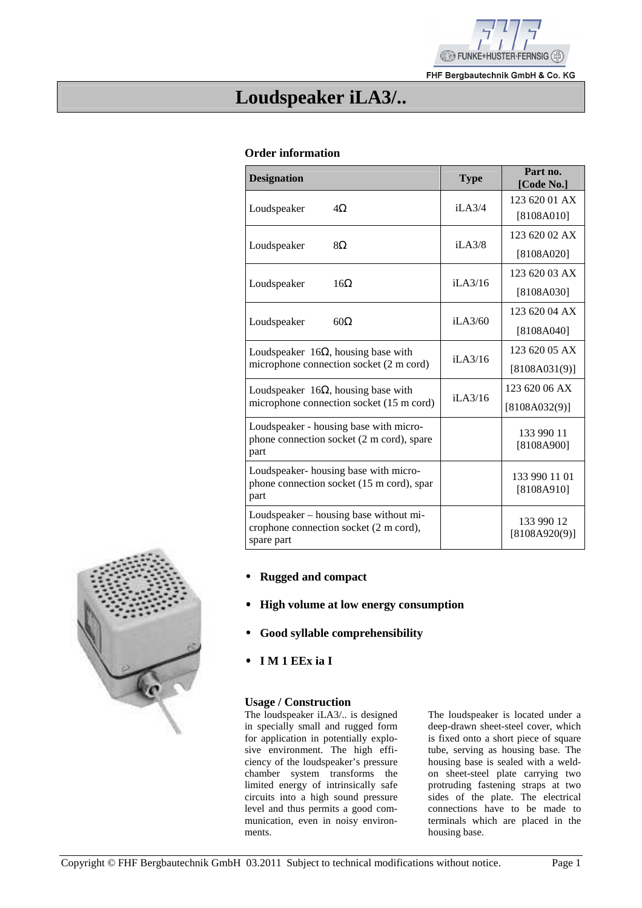# Loudspeaker iLA3/..

## Order information

| Designation | Type | Part no. [Code No.] |
|---|---|---|
| Loudspeaker 4Ω | iLA3/4 | 123 620 01 AX [8108A010] |
| Loudspeaker 8Ω | iLA3/8 | 123 620 02 AX [8108A020] |
| Loudspeaker 16Ω | iLA3/16 | 123 620 03 AX [8108A030] |
| Loudspeaker 60Ω | iLA3/60 | 123 620 04 AX [8108A040] |
| Loudspeaker 16Ω, housing base with microphone connection socket (2 m cord) | iLA3/16 | 123 620 05 AX [8108A031(9)] |
| Loudspeaker 16Ω, housing base with microphone connection socket (15 m cord) | iLA3/16 | 123 620 06 AX [8108A032(9)] |
| Loudspeaker - housing base with microphone connection socket (2 m cord), spare part | | 133 990 11 [8108A900] |
| Loudspeaker- housing base with microphone connection socket (15 m cord), spar part | | 133 990 11 01 [8108A910] |
| Loudspeaker – housing base without microphone connection socket (2 m cord), spare part | | 133 990 12 [8108A920(9)] |

- **Rugged and compact**
- **High volume at low energy consumption**
- **Good syllable comprehensibility**
- **I M 1 EEx ia I**

### Usage / Construction

The loudspeaker iLA3/.. is designed in specially small and rugged form for application in potentially explosive environment. The high efficiency of the loudspeaker's pressure chamber system transforms the limited energy of intrinsically safe circuits into a high sound pressure level and thus permits a good communication, even in noisy environments.

The loudspeaker is located under a deep-drawn sheet-steel cover, which is fixed onto a short piece of square tube, serving as housing base. The housing base is sealed with a weld-on sheet-steel plate carrying two protruding fastening straps at two sides of the plate. The electrical connections have to be made to terminals which are placed in the housing base.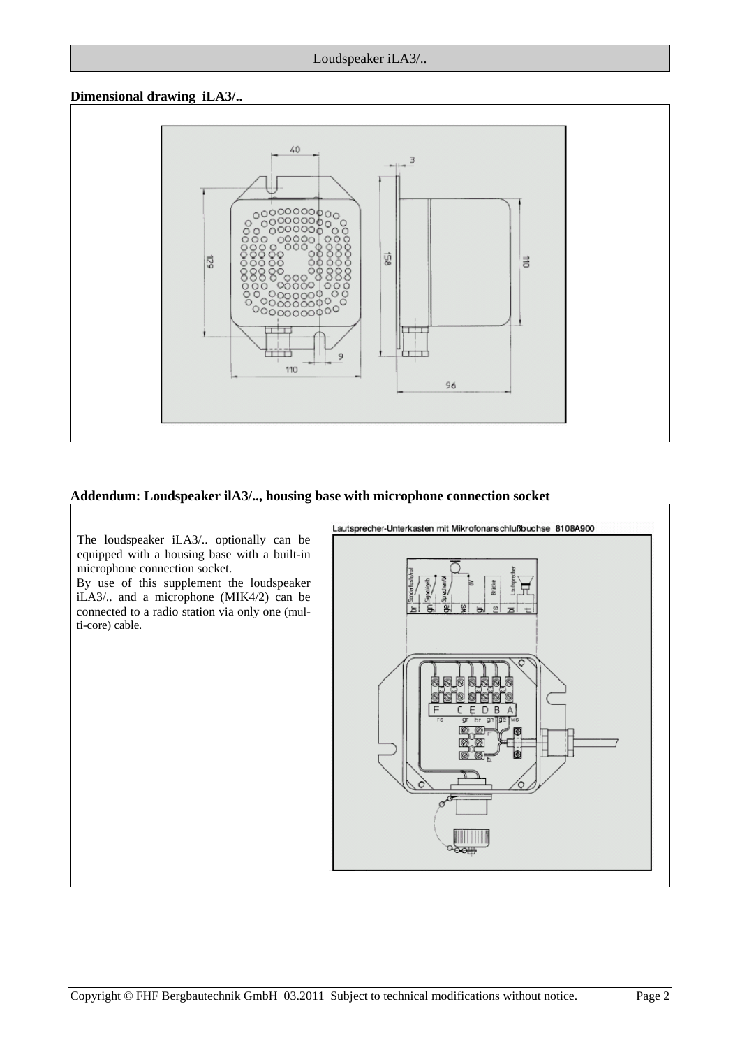## Dimensional drawing iLA3/..

## Addendum: Loudspeaker ilA3/.., housing base with microphone connection socket

The loudspeaker iLA3/.. optionally can be equipped with a housing base with a built-in microphone connection socket.
By use of this supplement the loudspeaker iLA3/.. and a microphone (MIK4/2) can be connected to a radio station via only one (multi-core) cable.

Lautsprecher-Unterkasten mit Mikrofonanschlußbuchse 8108A900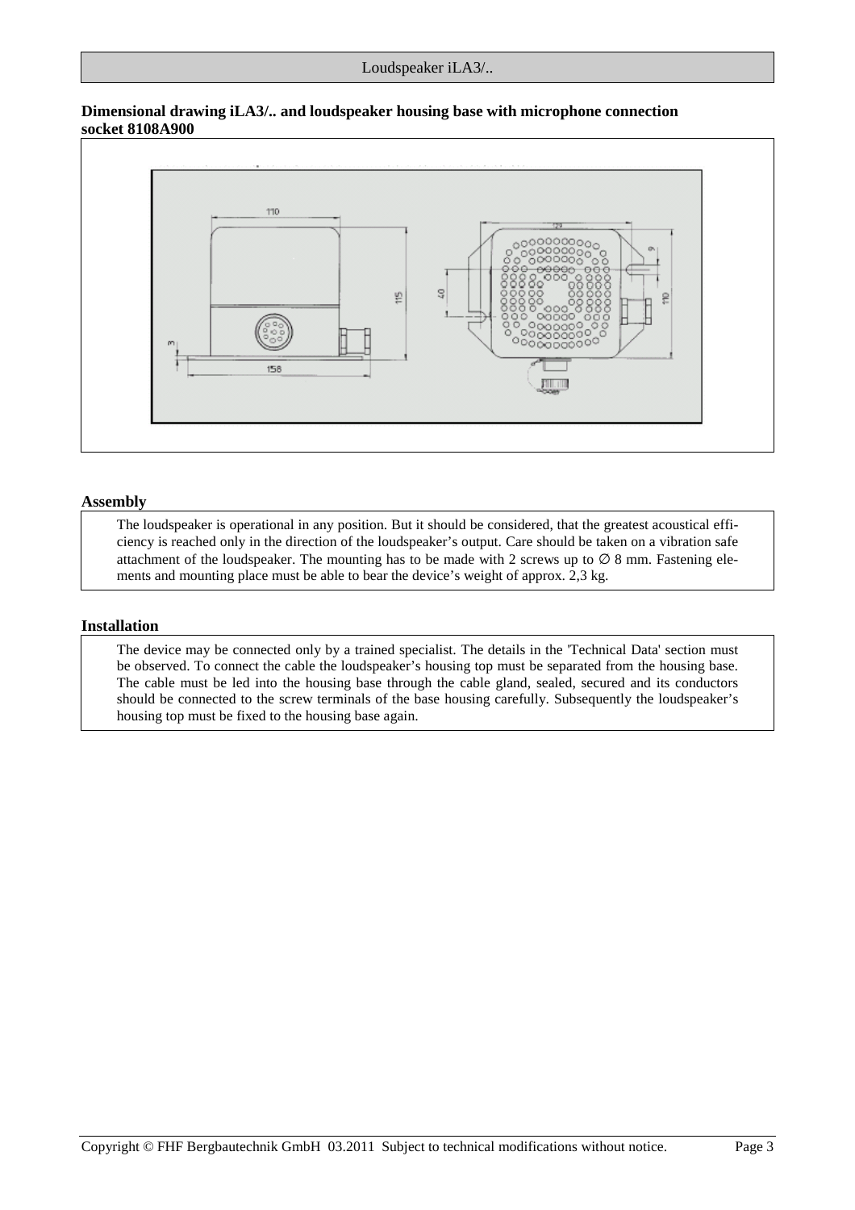**Dimensional drawing iLA3/.. and loudspeaker housing base with microphone connection socket 8108A900**

## Assembly

The loudspeaker is operational in any position. But it should be considered, that the greatest acoustical efficiency is reached only in the direction of the loudspeaker's output. Care should be taken on a vibration safe attachment of the loudspeaker. The mounting has to be made with 2 screws up to ∅ 8 mm. Fastening elements and mounting place must be able to bear the device's weight of approx. 2,3 kg.

## Installation

The device may be connected only by a trained specialist. The details in the 'Technical Data' section must be observed. To connect the cable the loudspeaker's housing top must be separated from the housing base. The cable must be led into the housing base through the cable gland, sealed, secured and its conductors should be connected to the screw terminals of the base housing carefully. Subsequently the loudspeaker's housing top must be fixed to the housing base again.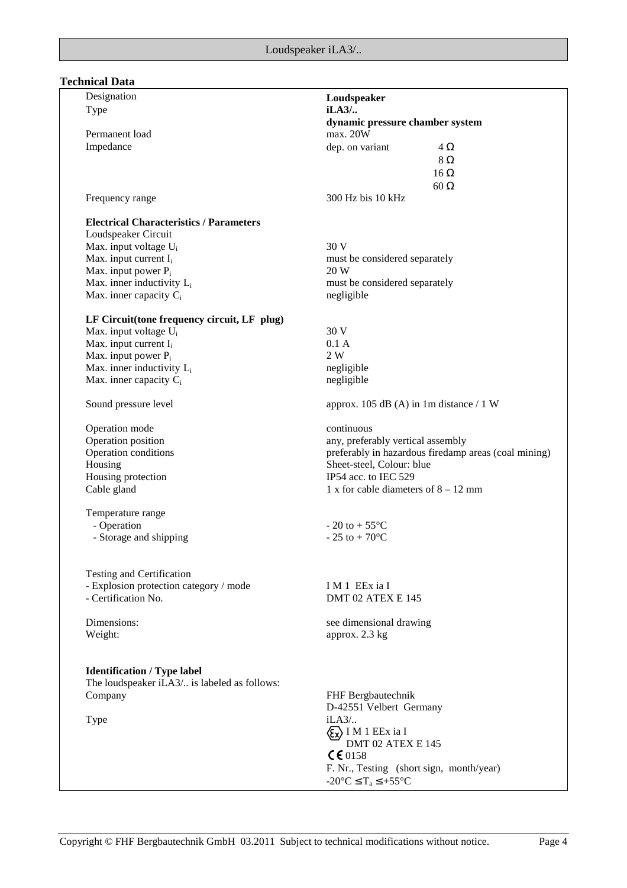## Technical Data

| | |
|---|---|
| Designation | **Loudspeaker** |
| Type | **iLA3/..** |
| | **dynamic pressure chamber system** |
| Permanent load | max. 20W |
| Impedance | dep. on variant 4 Ω |
| | 8 Ω |
| | 16 Ω |
| | 60 Ω |
| Frequency range | 300 Hz bis 10 kHz |
| **Electrical Characteristics / Parameters** | |
| Loudspeaker Circuit | |
| Max. input voltage $U_i$ | 30 V |
| Max. input current $I_i$ | must be considered separately |
| Max. input power $P_i$ | 20 W |
| Max. inner inductivity $L_i$ | must be considered separately |
| Max. inner capacity $C_i$ | negligible |
| **LF Circuit(tone frequency circuit, LF plug)** | |
| Max. input voltage $U_i$ | 30 V |
| Max. input current $I_i$ | 0.1 A |
| Max. input power $P_i$ | 2 W |
| Max. inner inductivity $L_i$ | negligible |
| Max. inner capacity $C_i$ | negligible |
| Sound pressure level | approx. 105 dB (A) in 1m distance / 1 W |
| Operation mode | continuous |
| Operation position | any, preferably vertical assembly |
| Operation conditions | preferably in hazardous firedamp areas (coal mining) |
| Housing | Sheet-steel, Colour: blue |
| Housing protection | IP54 acc. to IEC 529 |
| Cable gland | 1 x for cable diameters of 8 – 12 mm |
| Temperature range | |
| - Operation | - 20 to + 55°C |
| - Storage and shipping | - 25 to + 70°C |
| Testing and Certification | |
| - Explosion protection category / mode | I M 1 EEx ia I |
| - Certification No. | DMT 02 ATEX E 145 |
| Dimensions: | see dimensional drawing |
| Weight: | approx. 2.3 kg |
| **Identification / Type label** | |
| The loudspeaker iLA3/.. is labeled as follows: | |
| Company | FHF Bergbautechnik |
| | D-42551 Velbert Germany |
| Type | iLA3/.. |
| | Ex I M 1 EEx ia I |
| | DMT 02 ATEX E 145 |
| | CE 0158 |
| | F. Nr., Testing (short sign, month/year) |
| | $-20°C \leq T_a \leq +55°C$ |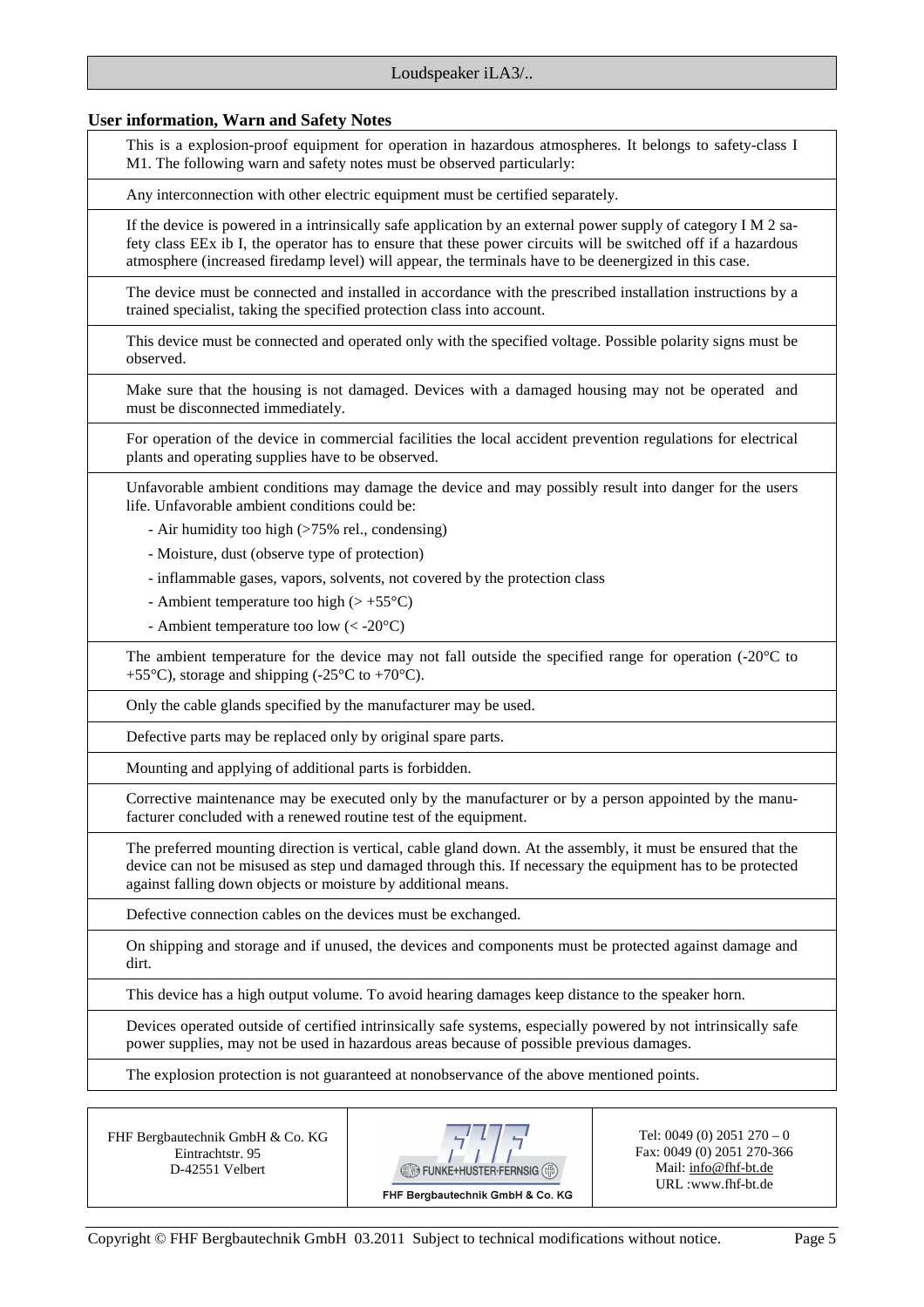## User information, Warn and Safety Notes

This is a explosion-proof equipment for operation in hazardous atmospheres. It belongs to safety-class I M1. The following warn and safety notes must be observed particularly:

Any interconnection with other electric equipment must be certified separately.

If the device is powered in a intrinsically safe application by an external power supply of category I M 2 safety class EEx ib I, the operator has to ensure that these power circuits will be switched off if a hazardous atmosphere (increased firedamp level) will appear, the terminals have to be deenergized in this case.

The device must be connected and installed in accordance with the prescribed installation instructions by a trained specialist, taking the specified protection class into account.

This device must be connected and operated only with the specified voltage. Possible polarity signs must be observed.

Make sure that the housing is not damaged. Devices with a damaged housing may not be operated and must be disconnected immediately.

For operation of the device in commercial facilities the local accident prevention regulations for electrical plants and operating supplies have to be observed.

Unfavorable ambient conditions may damage the device and may possibly result into danger for the users life. Unfavorable ambient conditions could be:

- Air humidity too high (>75% rel., condensing)
- Moisture, dust (observe type of protection)
- inflammable gases, vapors, solvents, not covered by the protection class
- Ambient temperature too high (> +55°C)
- Ambient temperature too low (< -20°C)

The ambient temperature for the device may not fall outside the specified range for operation (-20°C to +55°C), storage and shipping (-25°C to +70°C).

Only the cable glands specified by the manufacturer may be used.

Defective parts may be replaced only by original spare parts.

Mounting and applying of additional parts is forbidden.

Corrective maintenance may be executed only by the manufacturer or by a person appointed by the manufacturer concluded with a renewed routine test of the equipment.

The preferred mounting direction is vertical, cable gland down. At the assembly, it must be ensured that the device can not be misused as step und damaged through this. If necessary the equipment has to be protected against falling down objects or moisture by additional means.

Defective connection cables on the devices must be exchanged.

On shipping and storage and if unused, the devices and components must be protected against damage and dirt.

This device has a high output volume. To avoid hearing damages keep distance to the speaker horn.

Devices operated outside of certified intrinsically safe systems, especially powered by not intrinsically safe power supplies, may not be used in hazardous areas because of possible previous damages.

The explosion protection is not guaranteed at nonobservance of the above mentioned points.

| FHF Bergbautechnik GmbH & Co. KG<br>Eintrachtstr. 95<br>D-42551 Velbert | FUNKE+HUSTER·FERNSIG<br>FHF Bergbautechnik GmbH & Co. KG | Tel: 0049 (0) 2051 270 – 0<br>Fax: 0049 (0) 2051 270-366<br>Mail: info@fhf-bt.de<br>URL :www.fhf-bt.de |
|---|---|---|

Copyright © FHF Bergbautechnik GmbH 03.2011 Subject to technical modifications without notice.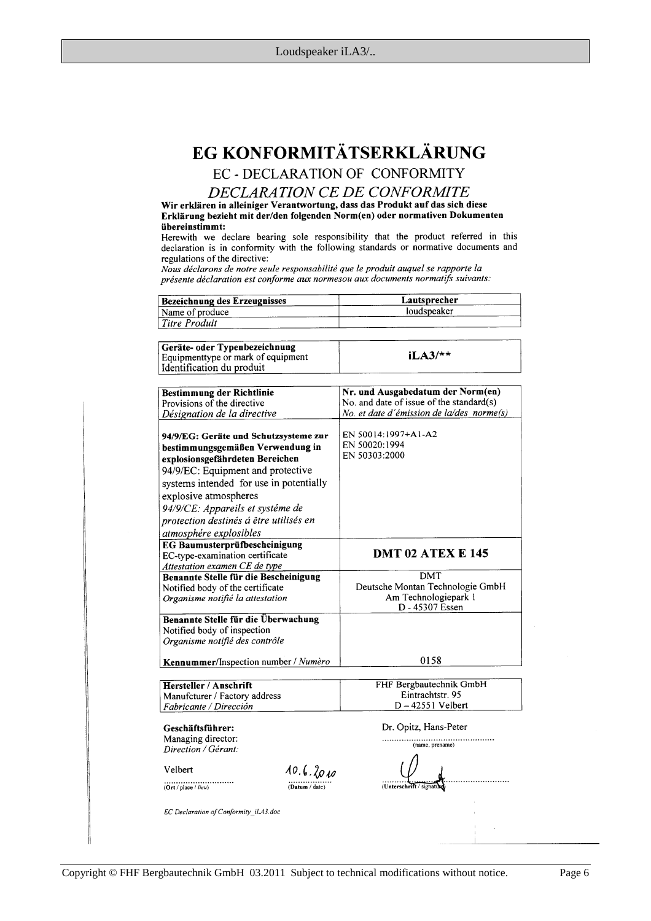# EG KONFORMITÄTSERKLÄRUNG

## EC - DECLARATION OF CONFORMITY

## *DECLARATION CE DE CONFORMITE*

**Wir erklären in alleiniger Verantwortung, dass das Produkt auf das sich diese Erklärung bezieht mit der/den folgenden Norm(en) oder normativen Dokumenten übereinstimmt:**

Herewith we declare bearing sole responsibility that the product referred in this declaration is in conformity with the following standards or normative documents and regulations of the directive:

*Nous déclarons de notre seule responsabilité que le produit auquel se rapporte la présente déclaration est conforme aux normesou aux documents normatifs suivants:*

| | |
|---|---|
| **Bezeichnung des Erzeugnisses**<br>Name of produce<br>*Titre Produit* | **Lautsprecher**<br>loudspeaker |

| | |
|---|---|
| **Geräte- oder Typenbezeichnung**<br>Equipmenttype or mark of equipment<br>Identification du produit | **iLA3/\*\*** |

| | |
|---|---|
| **Bestimmung der Richtlinie**<br>Provisions of the directive<br>*Désignation de la directive* | **Nr. und Ausgabedatum der Norm(en)**<br>No. and date of issue of the standard(s)<br>*No. et date d'émission de la/des norme(s)* |
| **94/9/EG: Geräte und Schutzsysteme zur bestimmungsgemäßen Verwendung in explosionsgefährdeten Bereichen**<br>94/9/EC: Equipment and protective systems intended for use in potentially explosive atmospheres<br>*94/9/CE: Appareils et systéme de protection destinés á être utilisés en atmosphére explosibles* | EN 50014:1997+A1-A2<br>EN 50020:1994<br>EN 50303:2000 |
| **EG Baumusterprüfbescheinigung**<br>EC-type-examination certificate<br>*Attestation examen CE de type* | **DMT 02 ATEX E 145** |
| **Benannte Stelle für die Bescheinigung**<br>Notified body of the certificate<br>*Organisme notifié la attestation* | DMT<br>Deutsche Montan Technologie GmbH<br>Am Technologiepark 1<br>D - 45307 Essen |
| **Benannte Stelle für die Überwachung**<br>Notified body of inspection<br>*Organisme notifié des contrôle*<br>**Kennummer**/Inspection number / *Numèro* | 0158 |

| | |
|---|---|
| **Hersteller / Anschrift**<br>Manufcturer / Factory address<br>*Fabricante / Dirección* | FHF Bergbautechnik GmbH<br>Eintrachtstr. 95<br>D – 42551 Velbert |

**Geschäftsführer:**
Managing director:
*Direction / Gérant:*

Dr. Opitz, Hans-Peter
(name, prename)

Velbert — 10.6.2010
(Ort / place / *lieu*) (Datum / date)

(Unterschrift / signature)

*EC Declaration of Conformity_iLA3.doc*